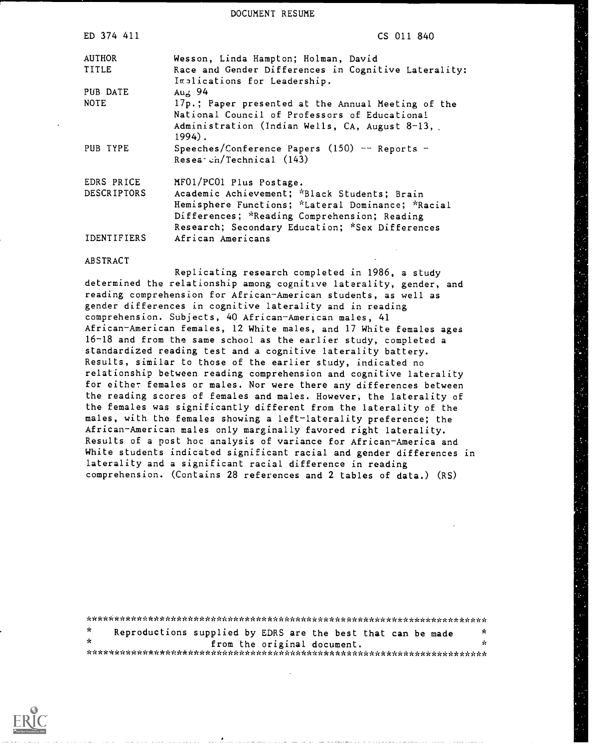DOCUMENT RESUME

| | |
|---|---|
| ED 374 411 | CS 011 840 |
| AUTHOR | Wesson, Linda Hampton; Holman, David |
| TITLE | Race and Gender Differences in Cognitive Laterality: Implications for Leadership. |
| PUB DATE | Aug 94 |
| NOTE | 17p.; Paper presented at the Annual Meeting of the National Council of Professors of Educational Administration (Indian Wells, CA, August 8-13, 1994). |
| PUB TYPE | Speeches/Conference Papers (150) -- Reports - Research/Technical (143) |
| EDRS PRICE | MF01/PC01 Plus Postage. |
| DESCRIPTORS | Academic Achievement; *Black Students; Brain Hemisphere Functions; *Lateral Dominance; *Racial Differences; *Reading Comprehension; Reading Research; Secondary Education; *Sex Differences |
| IDENTIFIERS | African Americans |

ABSTRACT

Replicating research completed in 1986, a study determined the relationship among cognitive laterality, gender, and reading comprehension for African-American students, as well as gender differences in cognitive laterality and in reading comprehension. Subjects, 40 African-American males, 41 African-American females, 12 White males, and 17 White females ages 16-18 and from the same school as the earlier study, completed a standardized reading test and a cognitive laterality battery. Results, similar to those of the earlier study, indicated no relationship between reading comprehension and cognitive laterality for either females or males. Nor were there any differences between the reading scores of females and males. However, the laterality of the females was significantly different from the laterality of the males, with the females showing a left-laterality preference; the African-American males only marginally favored right laterality. Results of a post hoc analysis of variance for African-America and White students indicated significant racial and gender differences in laterality and a significant racial difference in reading comprehension. (Contains 28 references and 2 tables of data.) (RS)

***********************************************************************
\* Reproductions supplied by EDRS are the best that can be made \*
\* from the original document. \*
***********************************************************************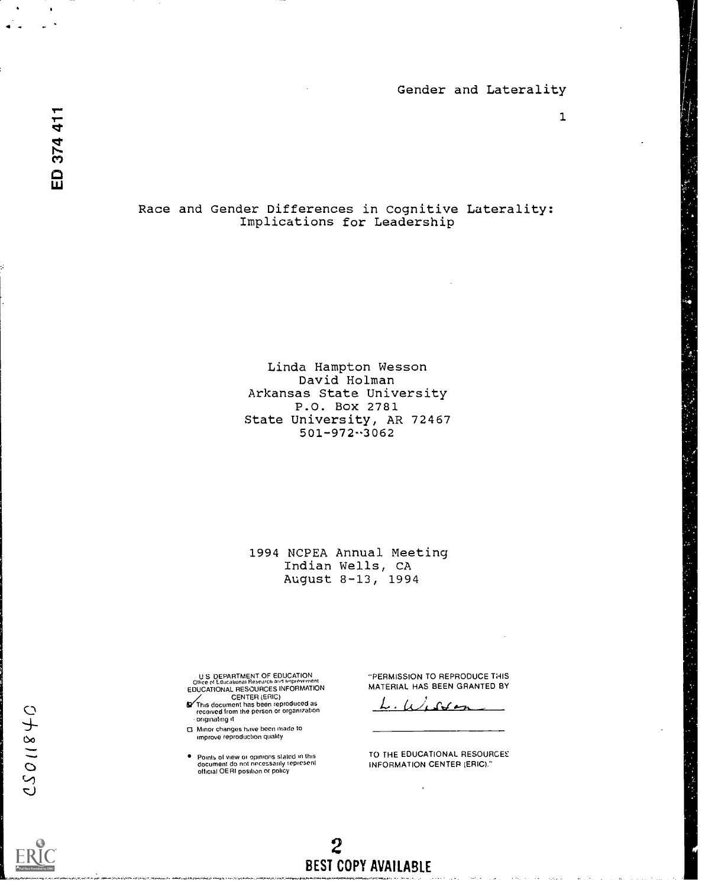ED 374 411

# Race and Gender Differences in Cognitive Laterality: Implications for Leadership

Linda Hampton Wesson
David Holman
Arkansas State University
P.O. Box 2781
State University, AR 72467
501-972-3062

1994 NCPEA Annual Meeting
Indian Wells, CA
August 8-13, 1994

U.S. DEPARTMENT OF EDUCATION
Office of Educational Research and Improvement
EDUCATIONAL RESOURCES INFORMATION CENTER (ERIC)

- This document has been reproduced as received from the person or organization originating it
- Minor changes have been made to improve reproduction quality
- Points of view or opinions stated in this document do not necessarily represent official OERI position or policy

"PERMISSION TO REPRODUCE THIS MATERIAL HAS BEEN GRANTED BY

L. Wesson

TO THE EDUCATIONAL RESOURCES INFORMATION CENTER (ERIC)."

CS011840

BEST COPY AVAILABLE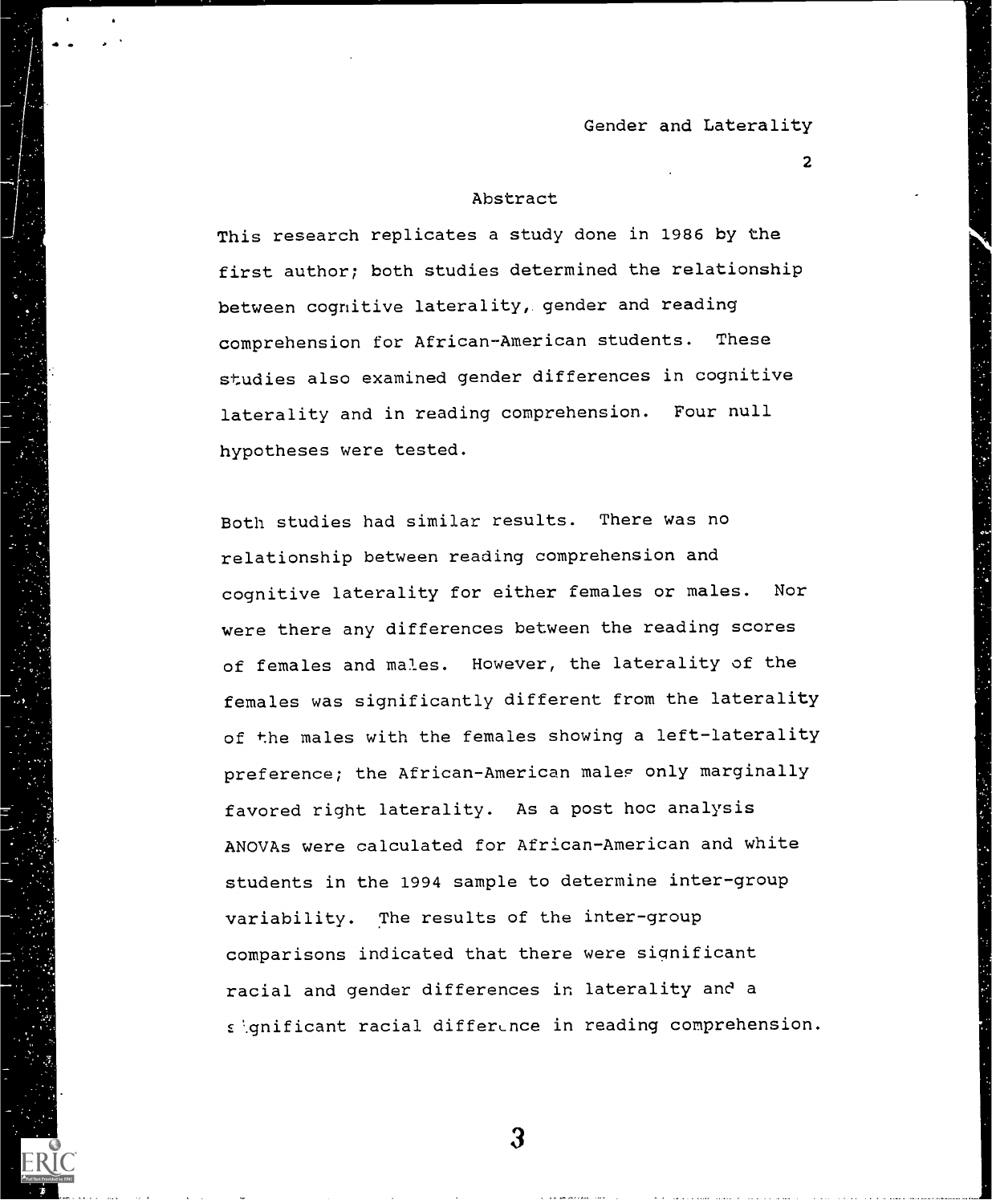## Abstract

This research replicates a study done in 1986 by the first author; both studies determined the relationship between cognitive laterality, gender and reading comprehension for African-American students. These studies also examined gender differences in cognitive laterality and in reading comprehension. Four null hypotheses were tested.

Both studies had similar results. There was no relationship between reading comprehension and cognitive laterality for either females or males. Nor were there any differences between the reading scores of females and males. However, the laterality of the females was significantly different from the laterality of the males with the females showing a left-laterality preference; the African-American males only marginally favored right laterality. As a post hoc analysis ANOVAs were calculated for African-American and white students in the 1994 sample to determine inter-group variability. The results of the inter-group comparisons indicated that there were significant racial and gender differences in laterality and a significant racial difference in reading comprehension.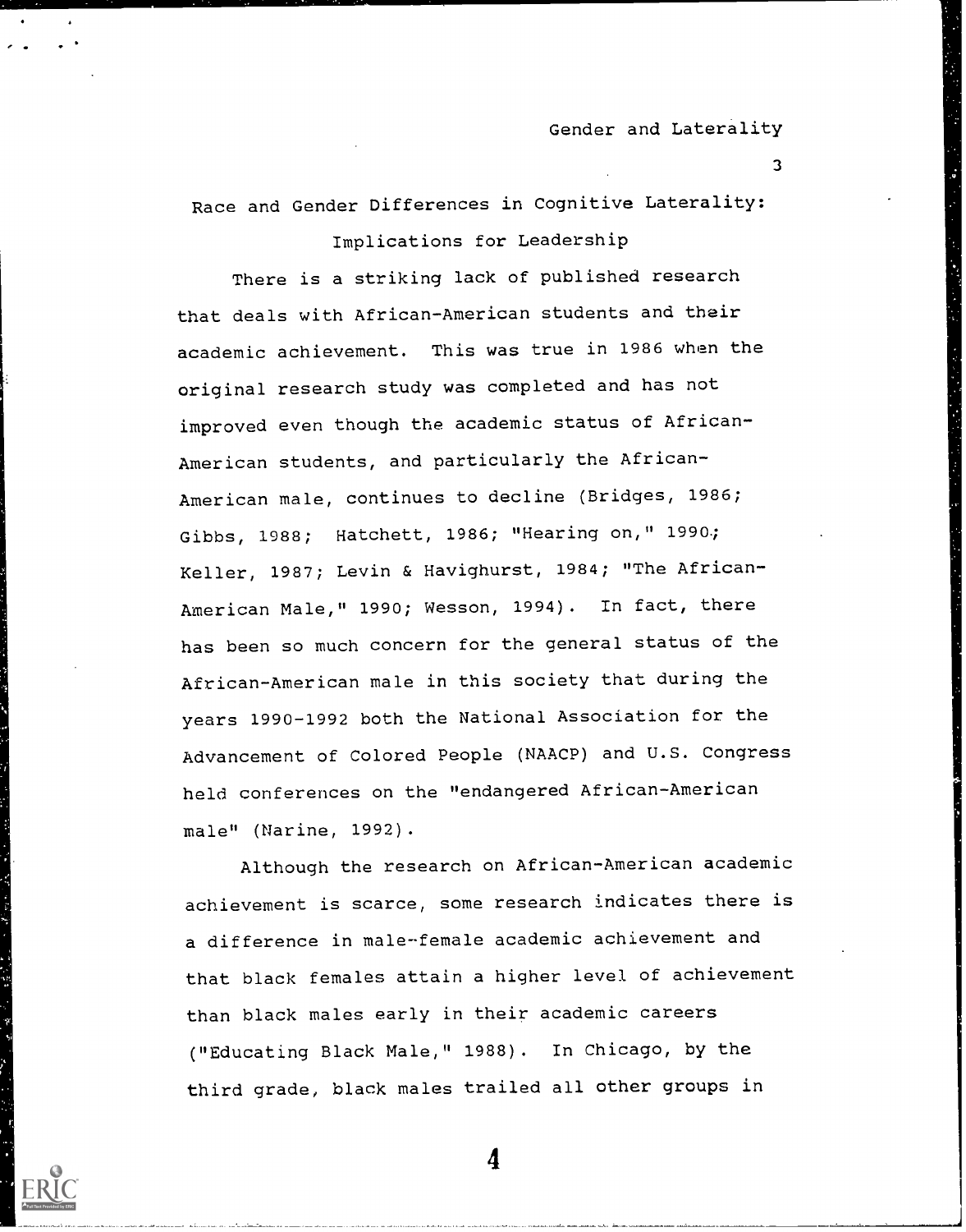# Race and Gender Differences in Cognitive Laterality: Implications for Leadership

There is a striking lack of published research that deals with African-American students and their academic achievement. This was true in 1986 when the original research study was completed and has not improved even though the academic status of African-American students, and particularly the African-American male, continues to decline (Bridges, 1986; Gibbs, 1988; Hatchett, 1986; "Hearing on," 1990; Keller, 1987; Levin & Havighurst, 1984; "The African-American Male," 1990; Wesson, 1994). In fact, there has been so much concern for the general status of the African-American male in this society that during the years 1990-1992 both the National Association for the Advancement of Colored People (NAACP) and U.S. Congress held conferences on the "endangered African-American male" (Narine, 1992).

Although the research on African-American academic achievement is scarce, some research indicates there is a difference in male-female academic achievement and that black females attain a higher level of achievement than black males early in their academic careers ("Educating Black Male," 1988). In Chicago, by the third grade, black males trailed all other groups in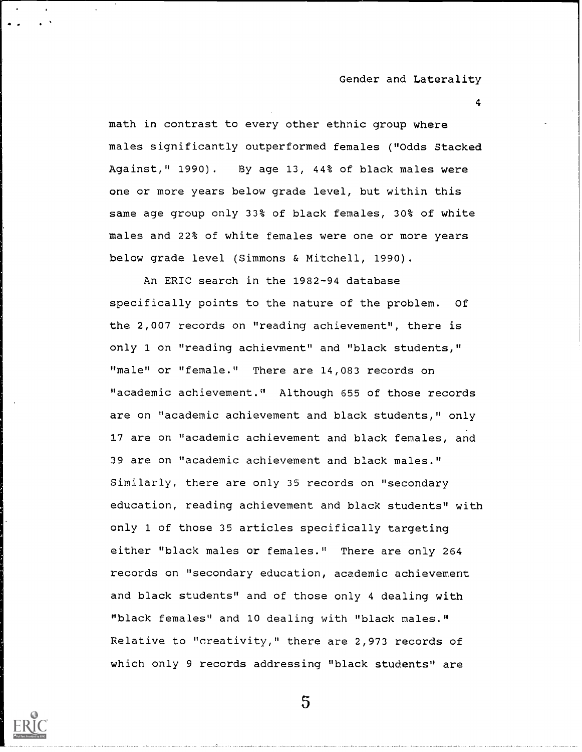math in contrast to every other ethnic group where males significantly outperformed females ("Odds Stacked Against," 1990). By age 13, 44% of black males were one or more years below grade level, but within this same age group only 33% of black females, 30% of white males and 22% of white females were one or more years below grade level (Simmons & Mitchell, 1990).

An ERIC search in the 1982-94 database specifically points to the nature of the problem. Of the 2,007 records on "reading achievement", there is only 1 on "reading achievment" and "black students," "male" or "female." There are 14,083 records on "academic achievement." Although 655 of those records are on "academic achievement and black students," only 17 are on "academic achievement and black females, and 39 are on "academic achievement and black males." Similarly, there are only 35 records on "secondary education, reading achievement and black students" with only 1 of those 35 articles specifically targeting either "black males or females." There are only 264 records on "secondary education, academic achievement and black students" and of those only 4 dealing with "black females" and 10 dealing with "black males." Relative to "creativity," there are 2,973 records of which only 9 records addressing "black students" are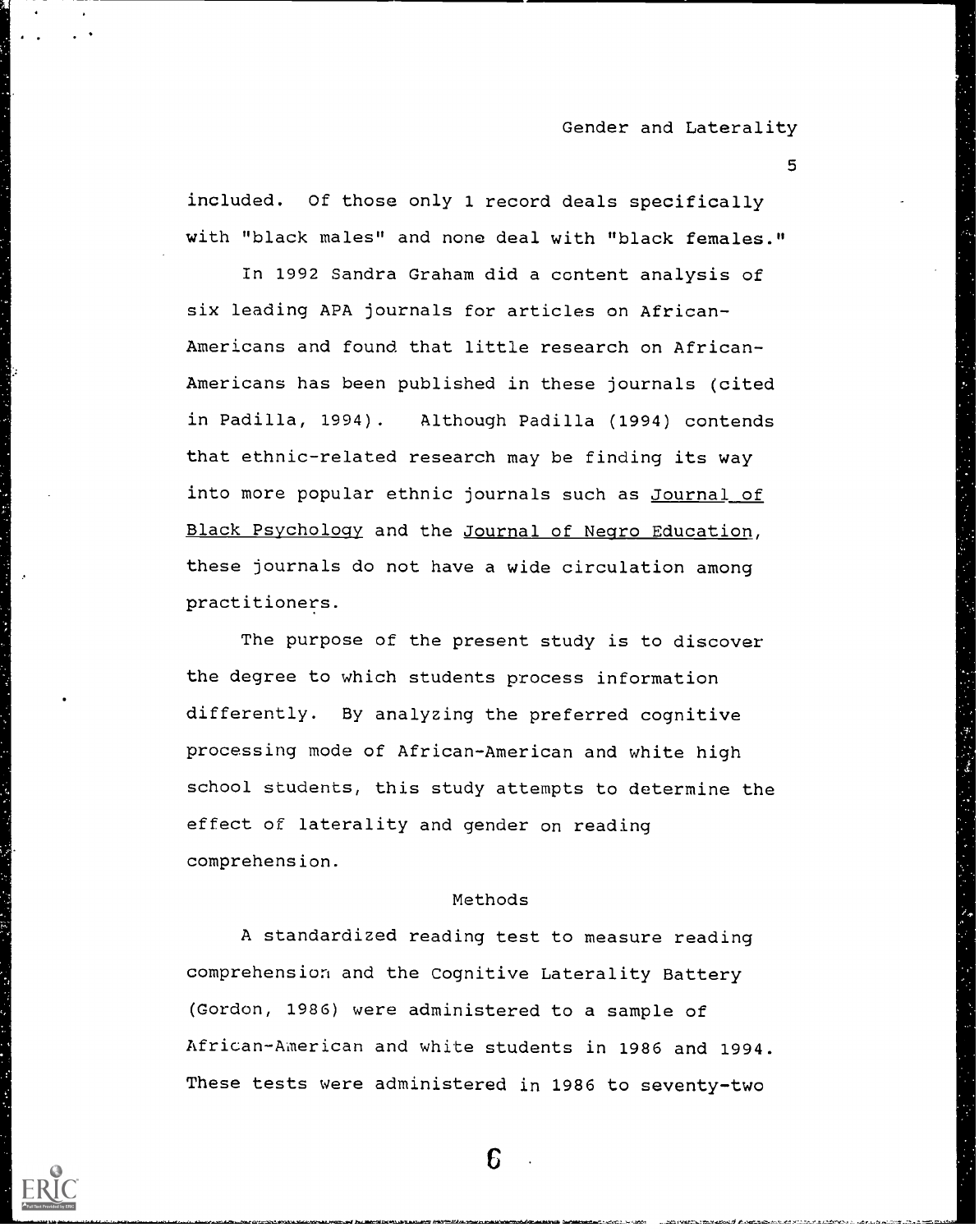included. Of those only 1 record deals specifically with "black males" and none deal with "black females."

In 1992 Sandra Graham did a content analysis of six leading APA journals for articles on African-Americans and found that little research on African-Americans has been published in these journals (cited in Padilla, 1994). Although Padilla (1994) contends that ethnic-related research may be finding its way into more popular ethnic journals such as Journal of Black Psychology and the Journal of Negro Education, these journals do not have a wide circulation among practitioners.

The purpose of the present study is to discover the degree to which students process information differently. By analyzing the preferred cognitive processing mode of African-American and white high school students, this study attempts to determine the effect of laterality and gender on reading comprehension.

## Methods

A standardized reading test to measure reading comprehension and the Cognitive Laterality Battery (Gordon, 1986) were administered to a sample of African-American and white students in 1986 and 1994. These tests were administered in 1986 to seventy-two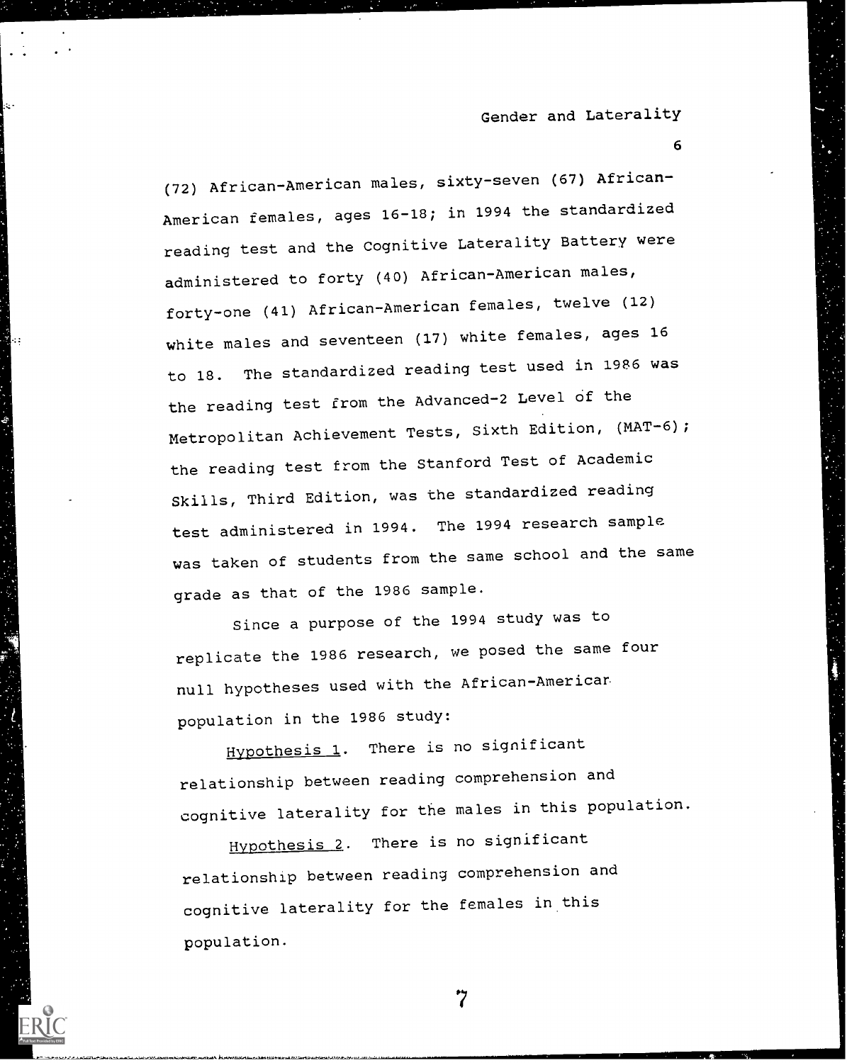(72) African-American males, sixty-seven (67) African-American females, ages 16-18; in 1994 the standardized reading test and the Cognitive Laterality Battery were administered to forty (40) African-American males, forty-one (41) African-American females, twelve (12) white males and seventeen (17) white females, ages 16 to 18. The standardized reading test used in 1986 was the reading test from the Advanced-2 Level of the Metropolitan Achievement Tests, Sixth Edition, (MAT-6); the reading test from the Stanford Test of Academic Skills, Third Edition, was the standardized reading test administered in 1994. The 1994 research sample was taken of students from the same school and the same grade as that of the 1986 sample.

Since a purpose of the 1994 study was to replicate the 1986 research, we posed the same four null hypotheses used with the African-American population in the 1986 study:

<u>Hypothesis 1</u>. There is no significant relationship between reading comprehension and cognitive laterality for the males in this population.

<u>Hypothesis 2</u>. There is no significant relationship between reading comprehension and cognitive laterality for the females in this population.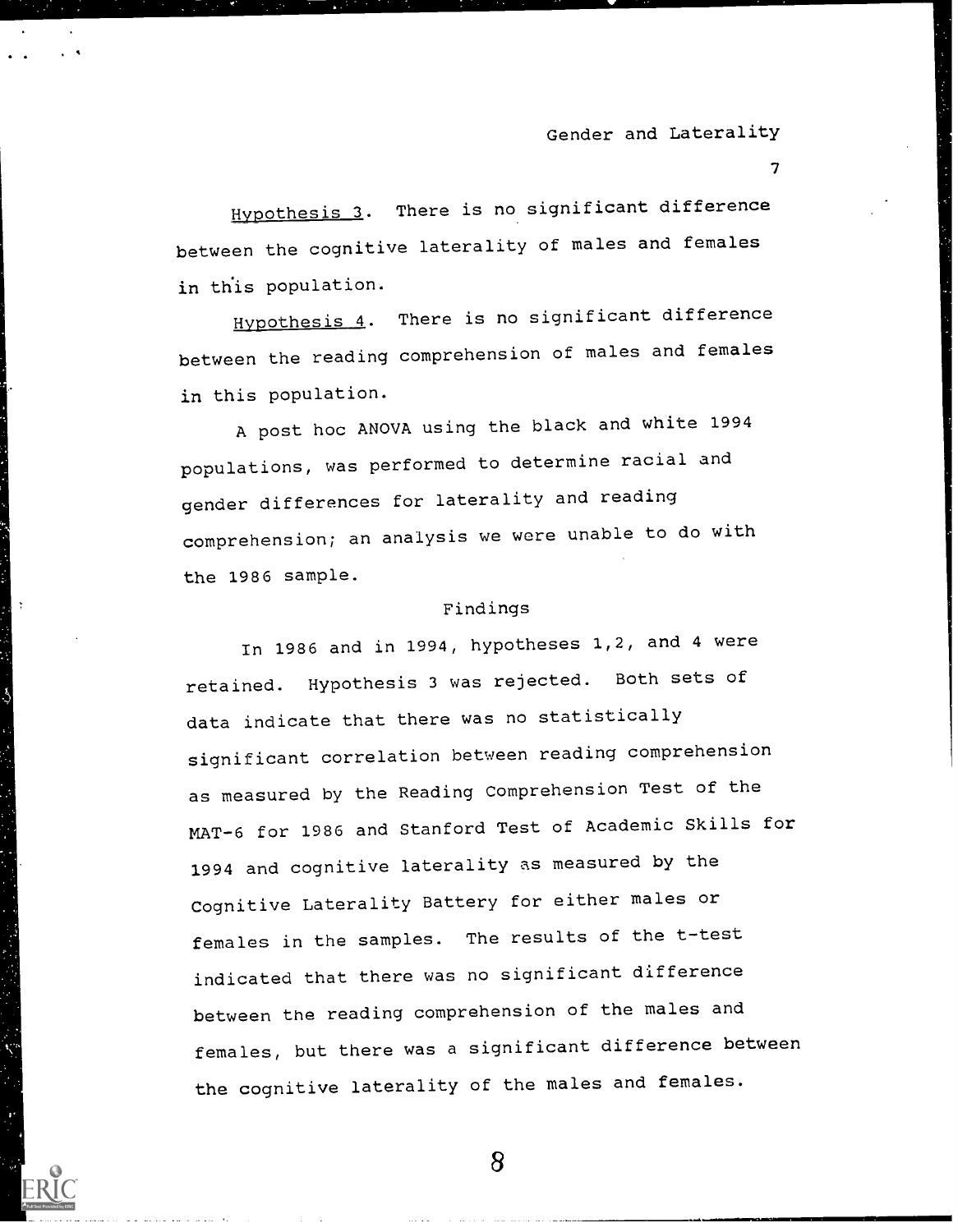*Hypothesis 3*. There is no significant difference between the cognitive laterality of males and females in this population.

*Hypothesis 4*. There is no significant difference between the reading comprehension of males and females in this population.

A post hoc ANOVA using the black and white 1994 populations, was performed to determine racial and gender differences for laterality and reading comprehension; an analysis we were unable to do with the 1986 sample.

## Findings

In 1986 and in 1994, hypotheses 1,2, and 4 were retained. Hypothesis 3 was rejected. Both sets of data indicate that there was no statistically significant correlation between reading comprehension as measured by the Reading Comprehension Test of the MAT-6 for 1986 and Stanford Test of Academic Skills for 1994 and cognitive laterality as measured by the Cognitive Laterality Battery for either males or females in the samples. The results of the t-test indicated that there was no significant difference between the reading comprehension of the males and females, but there was a significant difference between the cognitive laterality of the males and females.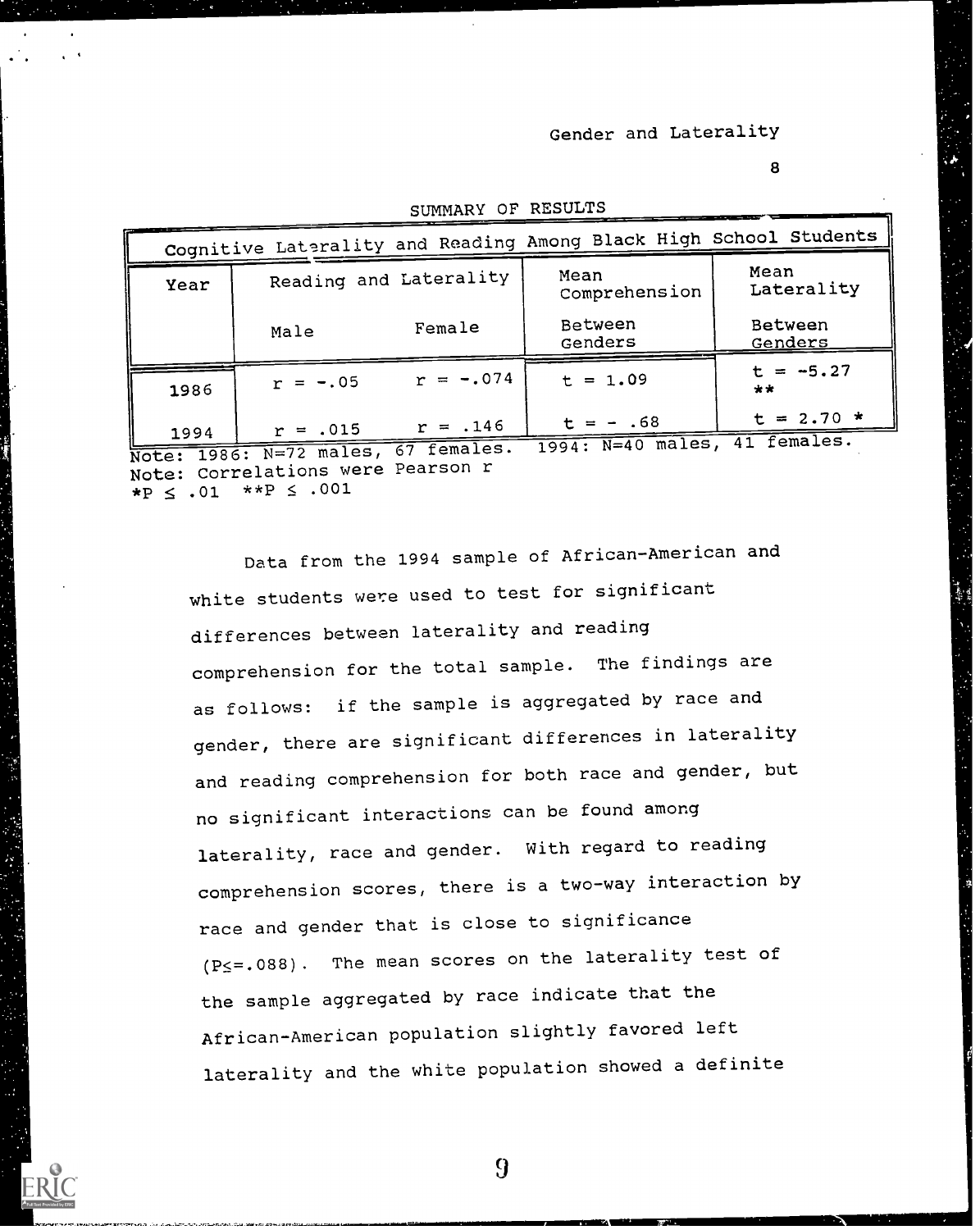SUMMARY OF RESULTS

| Cognitive Laterality and Reading Among Black High School Students | | | | |
|---|---|---|---|---|
| Year | Reading and Laterality | | Mean Comprehension | Mean Laterality |
| | Male | Female | Between Genders | Between Genders |
| 1986 | r = -.05 | r = -.074 | t = 1.09 | t = -5.27 ** |
| 1994 | r = .015 | r = .146 | t = - .68 | t = 2.70 * |

Note: 1986: N=72 males, 67 females. 1994: N=40 males, 41 females.
Note: Correlations were Pearson r
*P ≤ .01 **P ≤ .001

Data from the 1994 sample of African-American and white students were used to test for significant differences between laterality and reading comprehension for the total sample. The findings are as follows: if the sample is aggregated by race and gender, there are significant differences in laterality and reading comprehension for both race and gender, but no significant interactions can be found among laterality, race and gender. With regard to reading comprehension scores, there is a two-way interaction by race and gender that is close to significance (P≤=.088). The mean scores on the laterality test of the sample aggregated by race indicate that the African-American population slightly favored left laterality and the white population showed a definite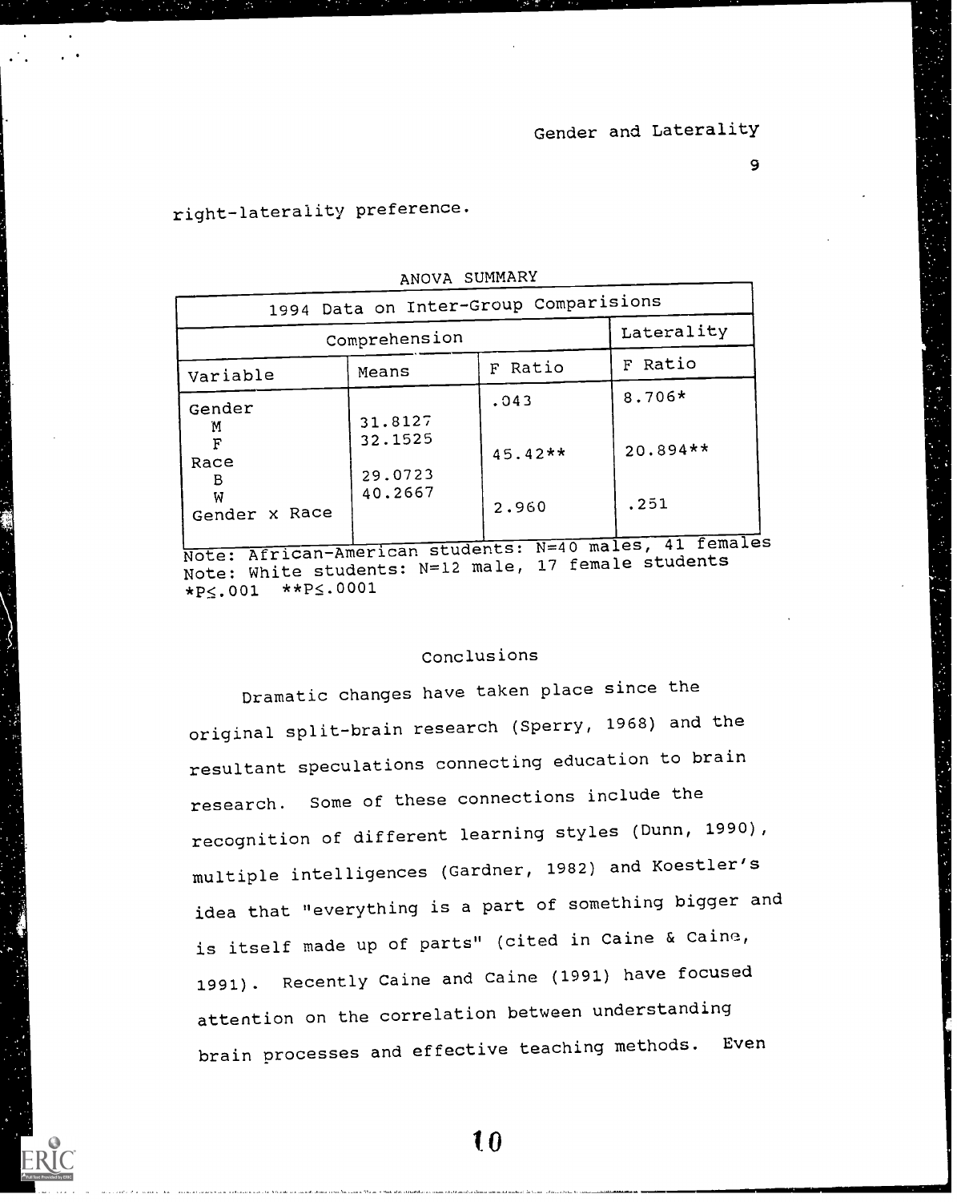right-laterality preference.

ANOVA SUMMARY

| 1994 Data on Inter-Group Comparisions | | | |
|---|---|---|---|
| Comprehension | | | Laterality |
| Variable | Means | F Ratio | F Ratio |
| Gender | | .043 | 8.706* |
| M | 31.8127 | | |
| F | 32.1525 | | |
| Race | | 45.42** | 20.894** |
| B | 29.0723 | | |
| W | 40.2667 | | |
| Gender x Race | | 2.960 | .251 |

Note: African-American students: N=40 males, 41 females
Note: White students: N=12 male, 17 female students
*P≤.001 **P≤.0001

## Conclusions

Dramatic changes have taken place since the original split-brain research (Sperry, 1968) and the resultant speculations connecting education to brain research. Some of these connections include the recognition of different learning styles (Dunn, 1990), multiple intelligences (Gardner, 1982) and Koestler's idea that "everything is a part of something bigger and is itself made up of parts" (cited in Caine & Caine, 1991). Recently Caine and Caine (1991) have focused attention on the correlation between understanding brain processes and effective teaching methods. Even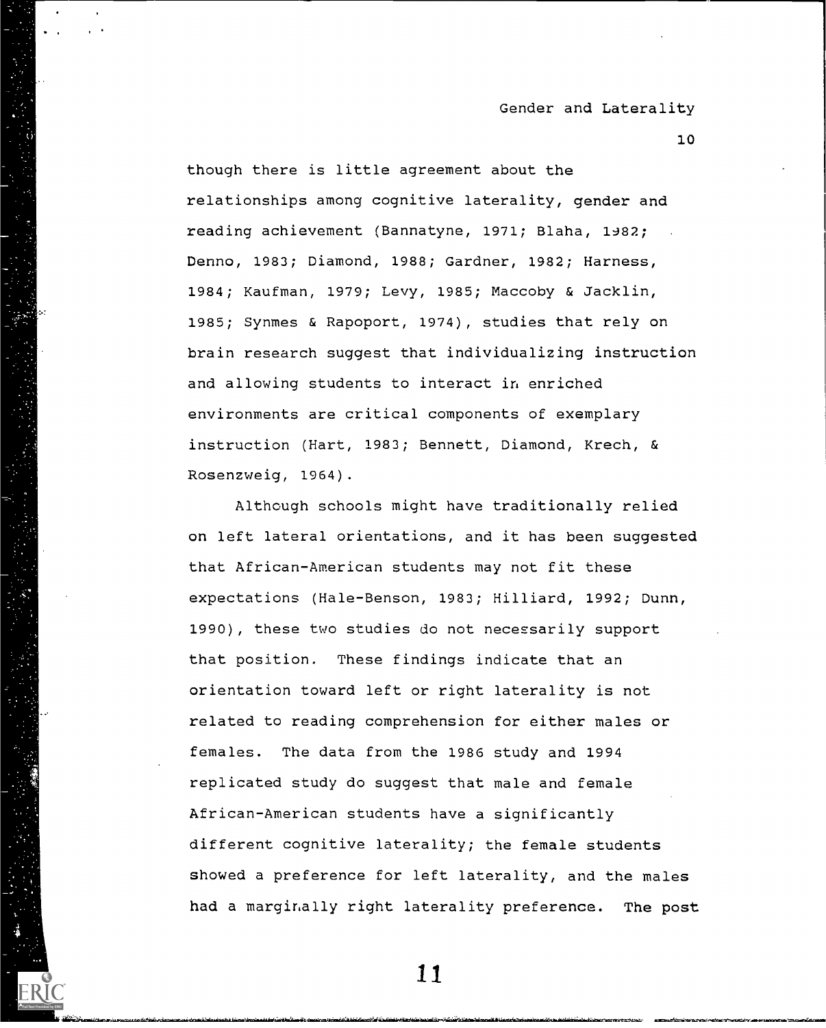though there is little agreement about the relationships among cognitive laterality, gender and reading achievement (Bannatyne, 1971; Blaha, 1982; Denno, 1983; Diamond, 1988; Gardner, 1982; Harness, 1984; Kaufman, 1979; Levy, 1985; Maccoby & Jacklin, 1985; Synmes & Rapoport, 1974), studies that rely on brain research suggest that individualizing instruction and allowing students to interact in enriched environments are critical components of exemplary instruction (Hart, 1983; Bennett, Diamond, Krech, & Rosenzweig, 1964).

Although schools might have traditionally relied on left lateral orientations, and it has been suggested that African-American students may not fit these expectations (Hale-Benson, 1983; Hilliard, 1992; Dunn, 1990), these two studies do not necessarily support that position. These findings indicate that an orientation toward left or right laterality is not related to reading comprehension for either males or females. The data from the 1986 study and 1994 replicated study do suggest that male and female African-American students have a significantly different cognitive laterality; the female students showed a preference for left laterality, and the males had a marginally right laterality preference. The post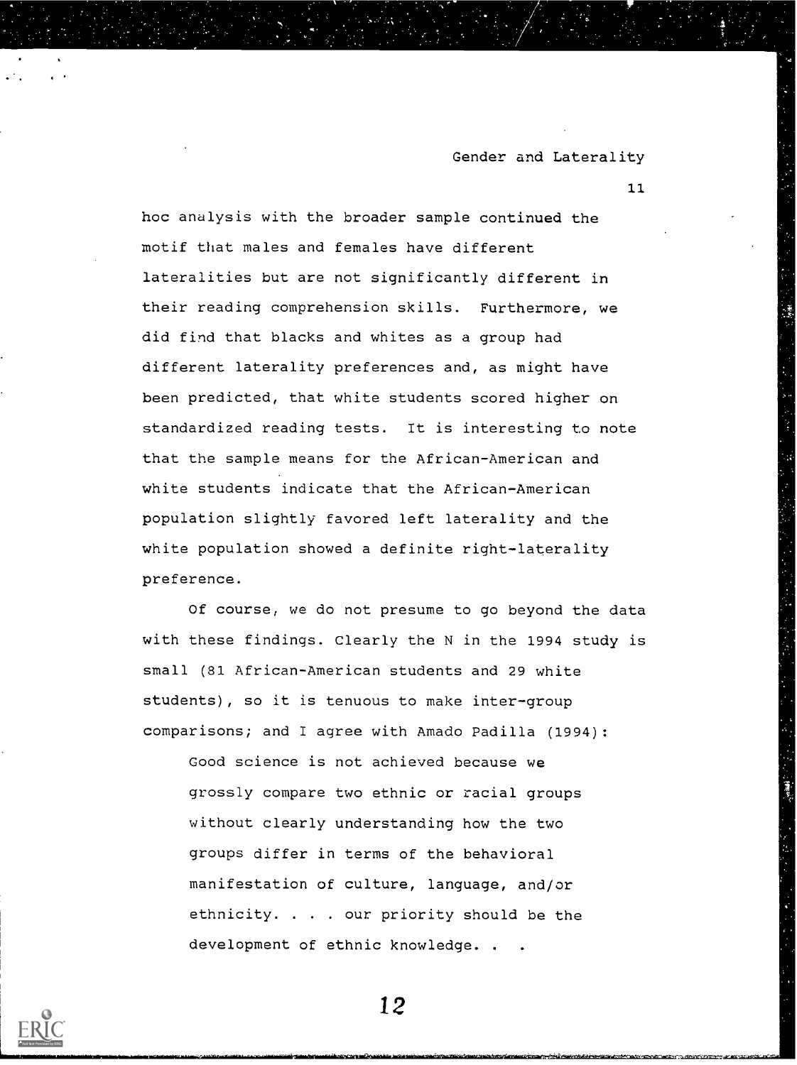hoc analysis with the broader sample continued the motif that males and females have different lateralities but are not significantly different in their reading comprehension skills. Furthermore, we did find that blacks and whites as a group had different laterality preferences and, as might have been predicted, that white students scored higher on standardized reading tests. It is interesting to note that the sample means for the African-American and white students indicate that the African-American population slightly favored left laterality and the white population showed a definite right-laterality preference.

Of course, we do not presume to go beyond the data with these findings. Clearly the N in the 1994 study is small (81 African-American students and 29 white students), so it is tenuous to make inter-group comparisons; and I agree with Amado Padilla (1994):

> Good science is not achieved because we grossly compare two ethnic or racial groups without clearly understanding how the two groups differ in terms of the behavioral manifestation of culture, language, and/or ethnicity. . . . our priority should be the development of ethnic knowledge. . .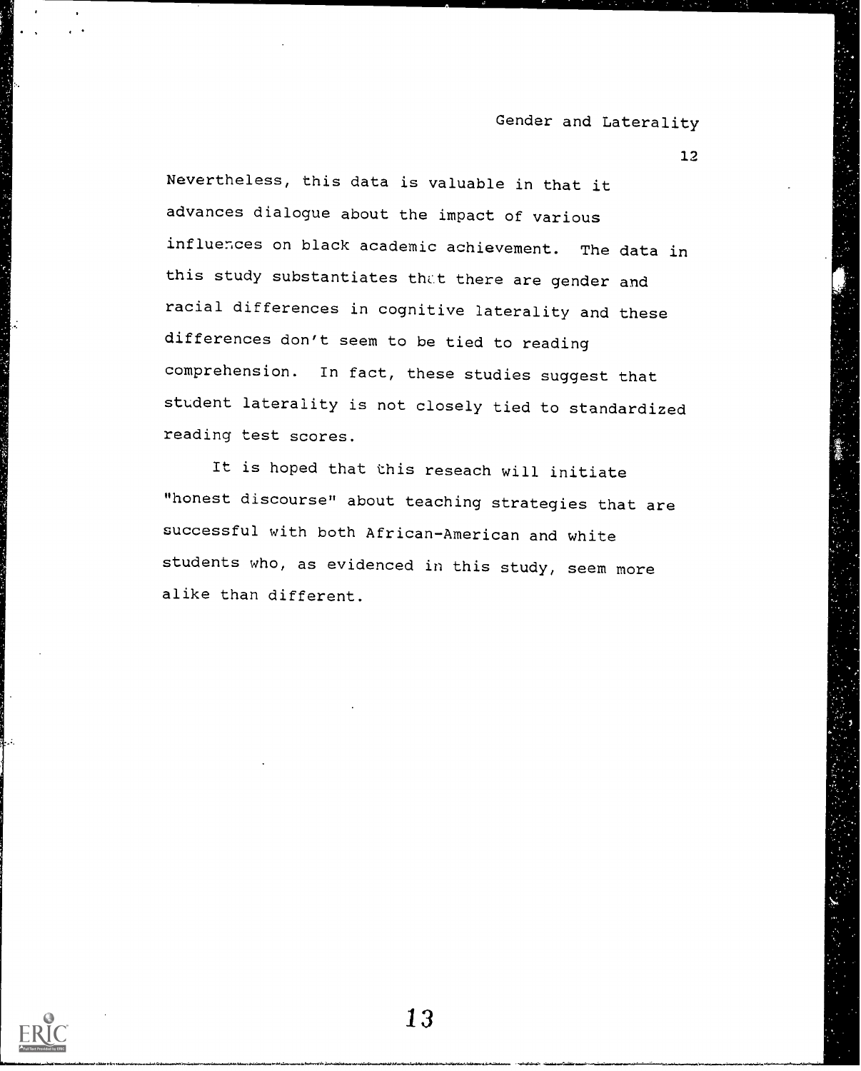Nevertheless, this data is valuable in that it advances dialogue about the impact of various influences on black academic achievement. The data in this study substantiates that there are gender and racial differences in cognitive laterality and these differences don't seem to be tied to reading comprehension. In fact, these studies suggest that student laterality is not closely tied to standardized reading test scores.

It is hoped that this reseach will initiate "honest discourse" about teaching strategies that are successful with both African-American and white students who, as evidenced in this study, seem more alike than different.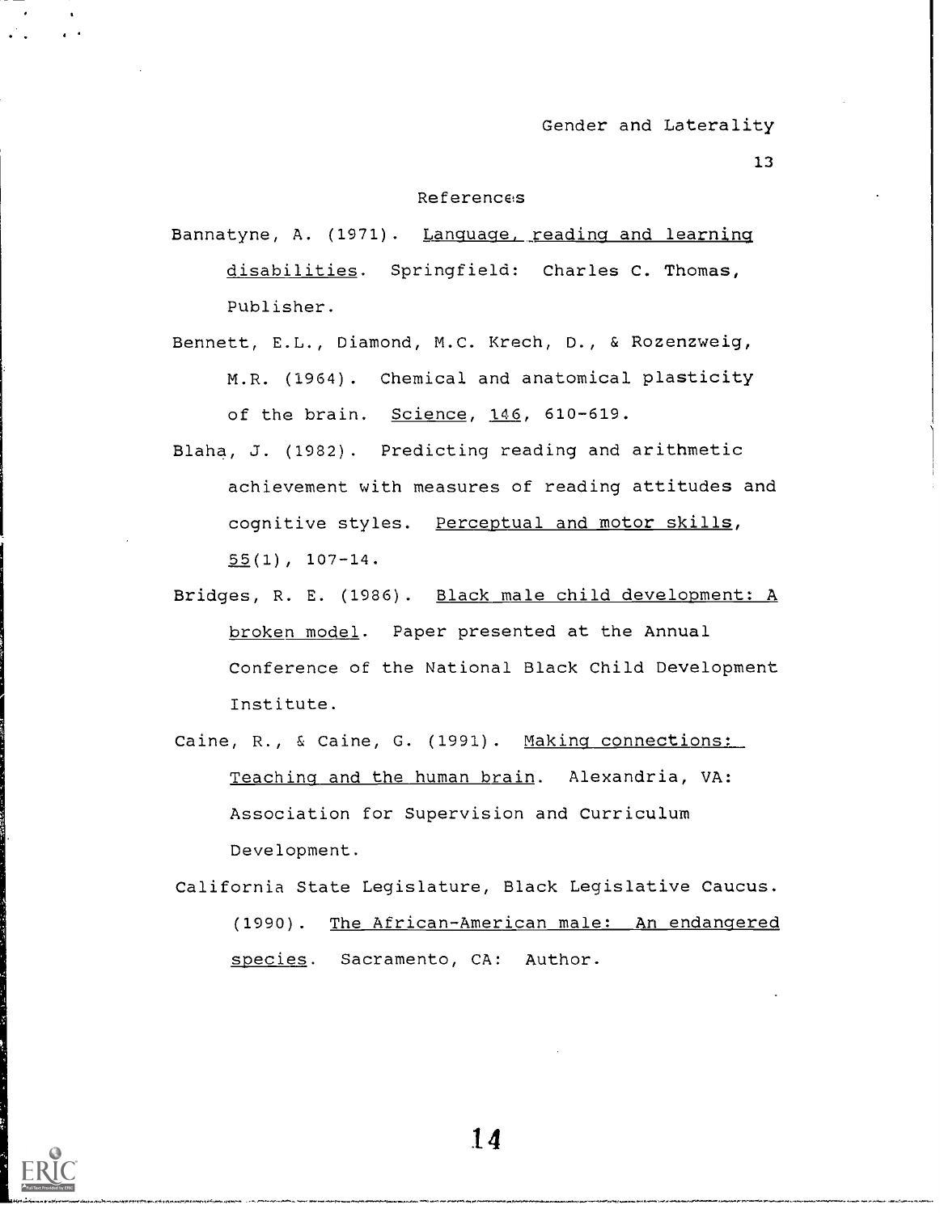## References

Bannatyne, A. (1971). Language, reading and learning disabilities. Springfield: Charles C. Thomas, Publisher.

Bennett, E.L., Diamond, M.C. Krech, D., & Rozenzweig, M.R. (1964). Chemical and anatomical plasticity of the brain. Science, 146, 610-619.

Blaha, J. (1982). Predicting reading and arithmetic achievement with measures of reading attitudes and cognitive styles. Perceptual and motor skills, 55(1), 107-14.

Bridges, R. E. (1986). Black male child development: A broken model. Paper presented at the Annual Conference of the National Black Child Development Institute.

Caine, R., & Caine, G. (1991). Making connections: Teaching and the human brain. Alexandria, VA: Association for Supervision and Curriculum Development.

California State Legislature, Black Legislative Caucus. (1990). The African-American male: An endangered species. Sacramento, CA: Author.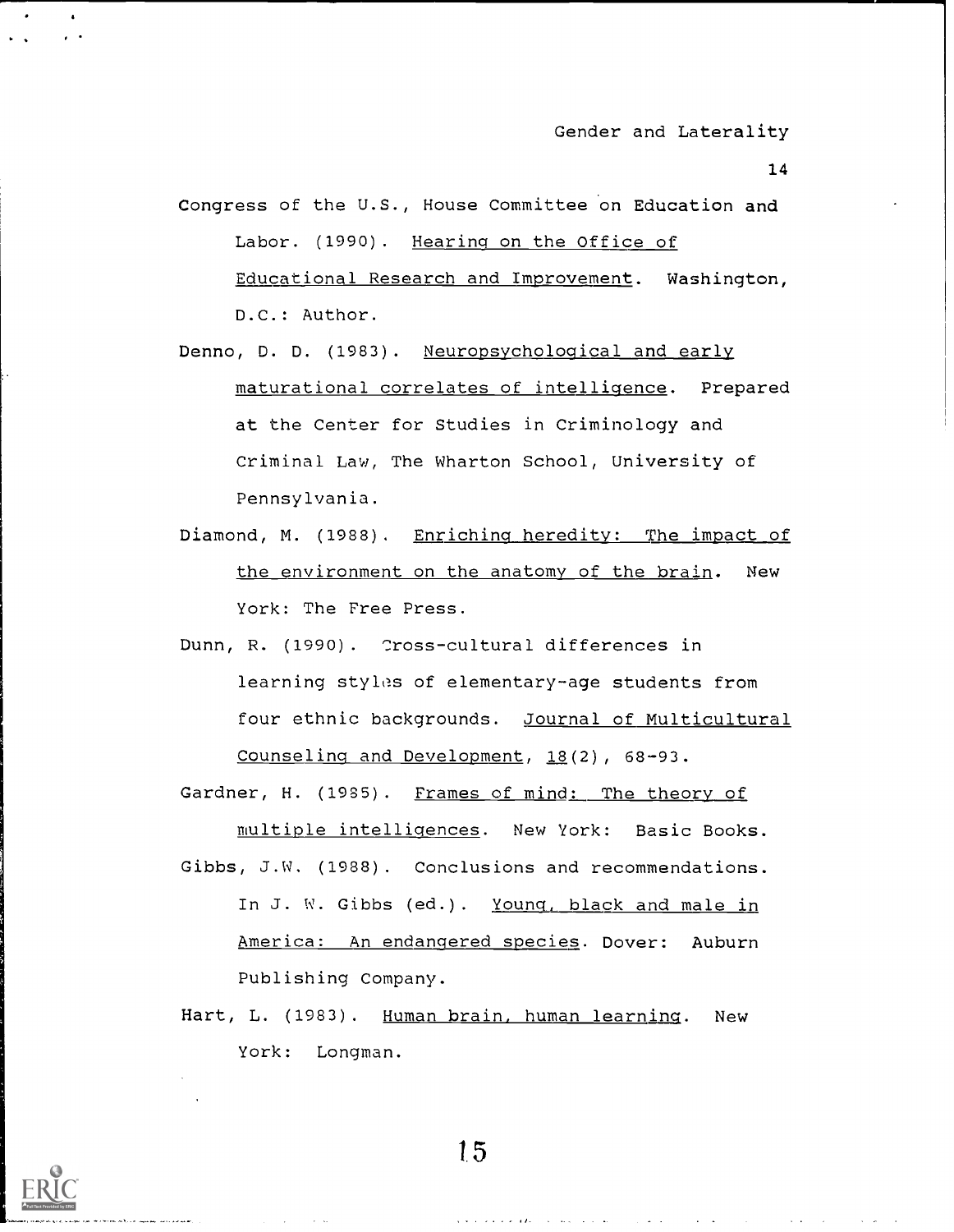Congress of the U.S., House Committee on Education and Labor. (1990). Hearing on the Office of Educational Research and Improvement. Washington, D.C.: Author.

Denno, D. D. (1983). Neuropsychological and early maturational correlates of intelligence. Prepared at the Center for Studies in Criminology and Criminal Law, The Wharton School, University of Pennsylvania.

Diamond, M. (1988). Enriching heredity: The impact of the environment on the anatomy of the brain. New York: The Free Press.

Dunn, R. (1990). Cross-cultural differences in learning styles of elementary-age students from four ethnic backgrounds. Journal of Multicultural Counseling and Development, 18(2), 68-93.

Gardner, H. (1985). Frames of mind: The theory of multiple intelligences. New York: Basic Books.

Gibbs, J.W. (1988). Conclusions and recommendations. In J. W. Gibbs (ed.). Young, black and male in America: An endangered species. Dover: Auburn Publishing Company.

Hart, L. (1983). Human brain, human learning. New York: Longman.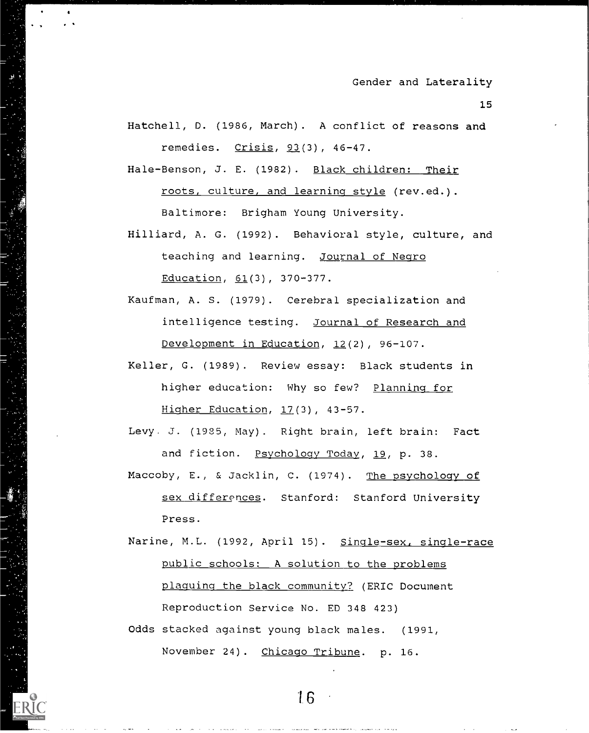Hatchell, D. (1986, March). A conflict of reasons and remedies. Crisis, 93(3), 46-47.

Hale-Benson, J. E. (1982). Black children: Their roots, culture, and learning style (rev.ed.). Baltimore: Brigham Young University.

Hilliard, A. G. (1992). Behavioral style, culture, and teaching and learning. Journal of Negro Education, 61(3), 370-377.

Kaufman, A. S. (1979). Cerebral specialization and intelligence testing. Journal of Research and Development in Education, 12(2), 96-107.

Keller, G. (1989). Review essay: Black students in higher education: Why so few? Planning for Higher Education, 17(3), 43-57.

Levy. J. (1985, May). Right brain, left brain: Fact and fiction. Psychology Today, 19, p. 38.

Maccoby, E., & Jacklin, C. (1974). The psychology of sex differences. Stanford: Stanford University Press.

Narine, M.L. (1992, April 15). Single-sex, single-race public schools: A solution to the problems plaguing the black community? (ERIC Document Reproduction Service No. ED 348 423)

Odds stacked against young black males. (1991, November 24). Chicago Tribune. p. 16.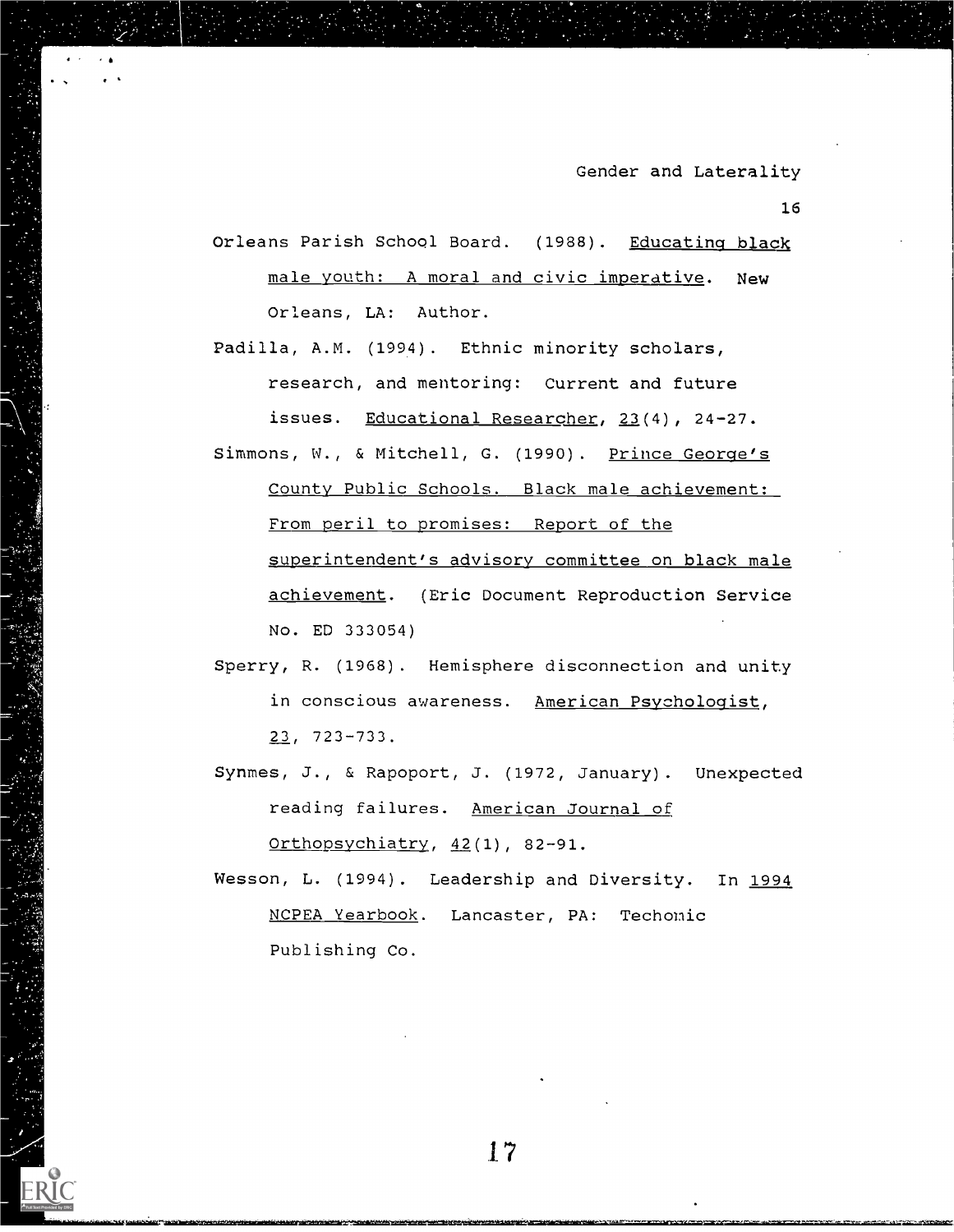Orleans Parish School Board. (1988). Educating black male youth: A moral and civic imperative. New Orleans, LA: Author.

Padilla, A.M. (1994). Ethnic minority scholars, research, and mentoring: Current and future issues. Educational Researcher, 23(4), 24-27.

Simmons, W., & Mitchell, G. (1990). Prince George's County Public Schools. Black male achievement: From peril to promises: Report of the superintendent's advisory committee on black male achievement. (Eric Document Reproduction Service No. ED 333054)

Sperry, R. (1968). Hemisphere disconnection and unity in conscious awareness. American Psychologist, 23, 723-733.

Synmes, J., & Rapoport, J. (1972, January). Unexpected reading failures. American Journal of Orthopsychiatry, 42(1), 82-91.

Wesson, L. (1994). Leadership and Diversity. In 1994 NCPEA Yearbook. Lancaster, PA: Techomic Publishing Co.